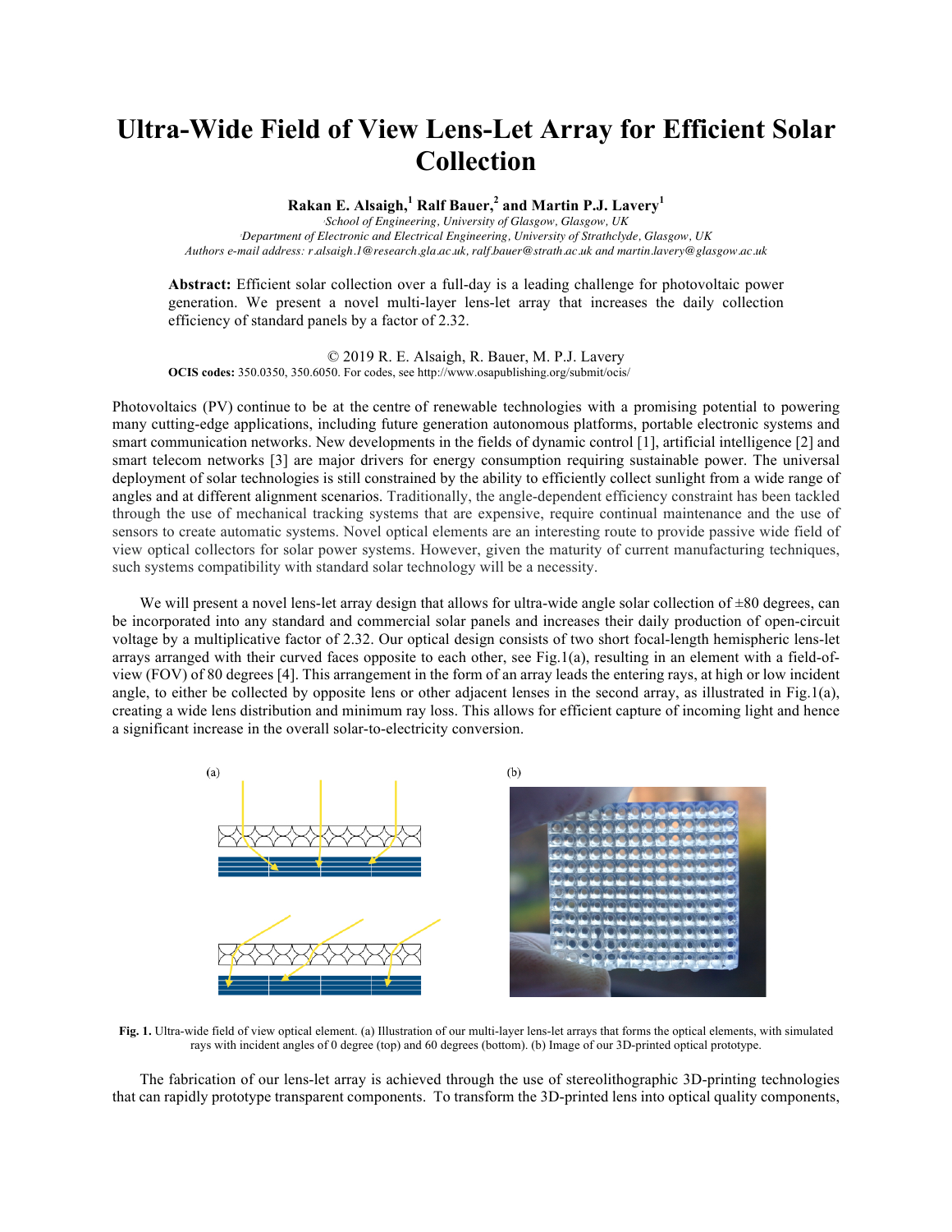# Ultra-Wide Field of View Lens-Let Array for Efficient Solar Collection

**Rakan E. Alsaigh,[1] Ralf Bauer,[2] and Martin P.J. Lavery[1]**

*[1]School of Engineering, University of Glasgow, Glasgow, UK*
*[2]Department of Electronic and Electrical Engineering, University of Strathclyde, Glasgow, UK*
*Authors e-mail address: r.alsaigh.1@research.gla.ac.uk, ralf.bauer@strath.ac.uk and martin.lavery@glasgow.ac.uk*

**Abstract:** Efficient solar collection over a full-day is a leading challenge for photovoltaic power generation. We present a novel multi-layer lens-let array that increases the daily collection efficiency of standard panels by a factor of 2.32.

© 2019 R. E. Alsaigh, R. Bauer, M. P.J. Lavery

**OCIS codes:** 350.0350, 350.6050. For codes, see http://www.osapublishing.org/submit/ocis/

Photovoltaics (PV) continue to be at the centre of renewable technologies with a promising potential to powering many cutting-edge applications, including future generation autonomous platforms, portable electronic systems and smart communication networks. New developments in the fields of dynamic control [1], artificial intelligence [2] and smart telecom networks [3] are major drivers for energy consumption requiring sustainable power. The universal deployment of solar technologies is still constrained by the ability to efficiently collect sunlight from a wide range of angles and at different alignment scenarios. Traditionally, the angle-dependent efficiency constraint has been tackled through the use of mechanical tracking systems that are expensive, require continual maintenance and the use of sensors to create automatic systems. Novel optical elements are an interesting route to provide passive wide field of view optical collectors for solar power systems. However, given the maturity of current manufacturing techniques, such systems compatibility with standard solar technology will be a necessity.

We will present a novel lens-let array design that allows for ultra-wide angle solar collection of ±80 degrees, can be incorporated into any standard and commercial solar panels and increases their daily production of open-circuit voltage by a multiplicative factor of 2.32. Our optical design consists of two short focal-length hemispheric lens-let arrays arranged with their curved faces opposite to each other, see Fig.1(a), resulting in an element with a field-of-view (FOV) of 80 degrees [4]. This arrangement in the form of an array leads the entering rays, at high or low incident angle, to either be collected by opposite lens or other adjacent lenses in the second array, as illustrated in Fig.1(a), creating a wide lens distribution and minimum ray loss. This allows for efficient capture of incoming light and hence a significant increase in the overall solar-to-electricity conversion.

**Fig. 1.** Ultra-wide field of view optical element. (a) Illustration of our multi-layer lens-let arrays that forms the optical elements, with simulated rays with incident angles of 0 degree (top) and 60 degrees (bottom). (b) Image of our 3D-printed optical prototype.

The fabrication of our lens-let array is achieved through the use of stereolithographic 3D-printing technologies that can rapidly prototype transparent components. To transform the 3D-printed lens into optical quality components,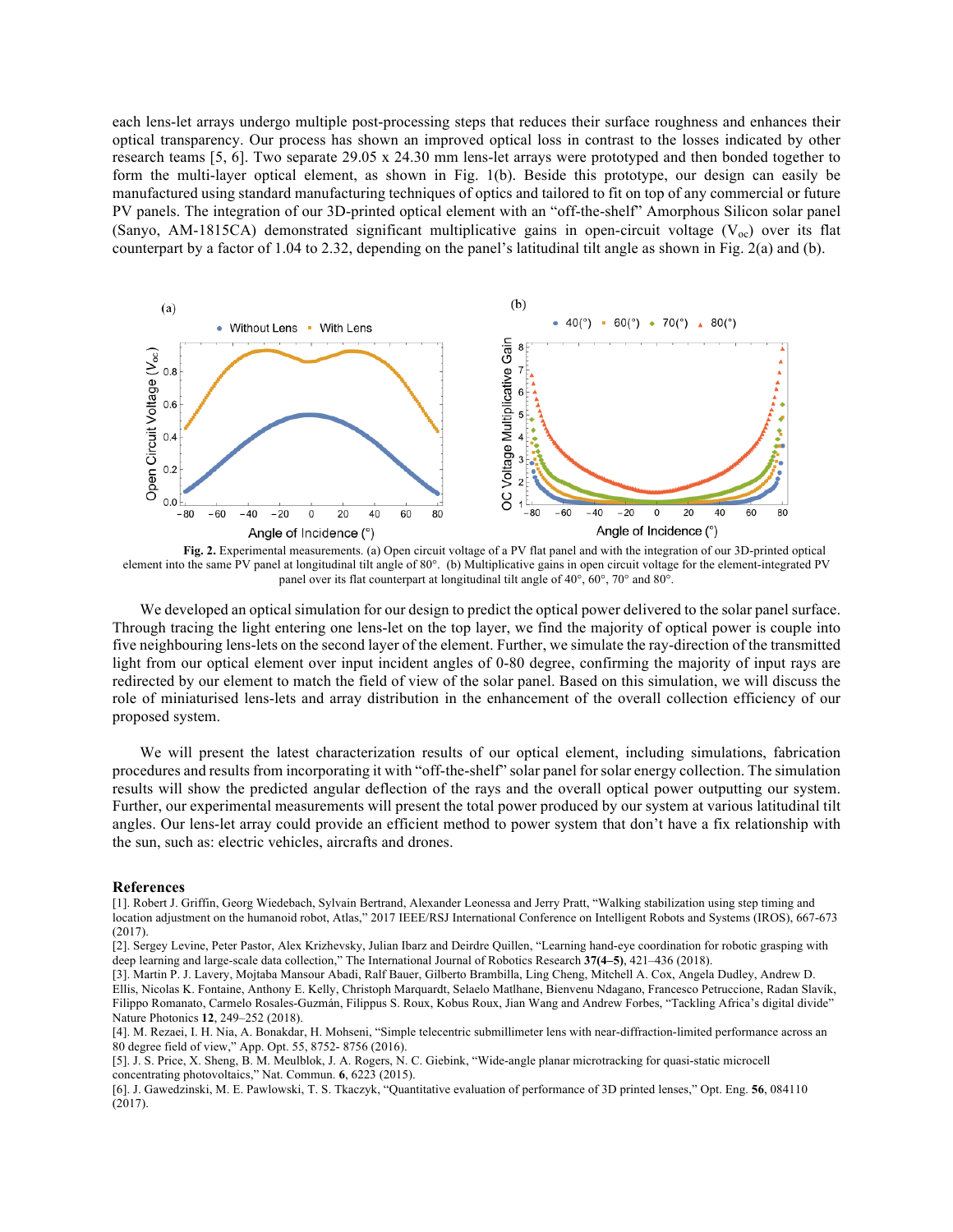each lens-let arrays undergo multiple post-processing steps that reduces their surface roughness and enhances their optical transparency. Our process has shown an improved optical loss in contrast to the losses indicated by other research teams [5, 6]. Two separate 29.05 x 24.30 mm lens-let arrays were prototyped and then bonded together to form the multi-layer optical element, as shown in Fig. 1(b). Beside this prototype, our design can easily be manufactured using standard manufacturing techniques of optics and tailored to fit on top of any commercial or future PV panels. The integration of our 3D-printed optical element with an "off-the-shelf" Amorphous Silicon solar panel (Sanyo, AM-1815CA) demonstrated significant multiplicative gains in open-circuit voltage ($V_{oc}$) over its flat counterpart by a factor of 1.04 to 2.32, depending on the panel's latitudinal tilt angle as shown in Fig. 2(a) and (b).

(a)

Without Lens With Lens

Open Circuit Voltage ($V_{oc}$)

0.0 0.2 0.4 0.6 0.8

−80 −60 −40 −20 0 20 40 60 80

Angle of Incidence (°)

(b)

40(°) 60(°) 70(°) 80(°)

OC Voltage Multiplicative Gain

1 2 3 4 5 6 7 8

−80 −60 −40 −20 0 20 40 60 80

Angle of Incidence (°)

**Fig. 2.** Experimental measurements. (a) Open circuit voltage of a PV flat panel and with the integration of our 3D-printed optical element into the same PV panel at longitudinal tilt angle of 80°. (b) Multiplicative gains in open circuit voltage for the element-integrated PV panel over its flat counterpart at longitudinal tilt angle of 40°, 60°, 70° and 80°.

We developed an optical simulation for our design to predict the optical power delivered to the solar panel surface. Through tracing the light entering one lens-let on the top layer, we find the majority of optical power is couple into five neighbouring lens-lets on the second layer of the element. Further, we simulate the ray-direction of the transmitted light from our optical element over input incident angles of 0-80 degree, confirming the majority of input rays are redirected by our element to match the field of view of the solar panel. Based on this simulation, we will discuss the role of miniaturised lens-lets and array distribution in the enhancement of the overall collection efficiency of our proposed system.

We will present the latest characterization results of our optical element, including simulations, fabrication procedures and results from incorporating it with "off-the-shelf" solar panel for solar energy collection. The simulation results will show the predicted angular deflection of the rays and the overall optical power outputting our system. Further, our experimental measurements will present the total power produced by our system at various latitudinal tilt angles. Our lens-let array could provide an efficient method to power system that don't have a fix relationship with the sun, such as: electric vehicles, aircrafts and drones.

## References

[1]. Robert J. Griffin, Georg Wiedebach, Sylvain Bertrand, Alexander Leonessa and Jerry Pratt, "Walking stabilization using step timing and location adjustment on the humanoid robot, Atlas," 2017 IEEE/RSJ International Conference on Intelligent Robots and Systems (IROS), 667-673 (2017).

[2]. Sergey Levine, Peter Pastor, Alex Krizhevsky, Julian Ibarz and Deirdre Quillen, "Learning hand-eye coordination for robotic grasping with deep learning and large-scale data collection," The International Journal of Robotics Research **37(4–5)**, 421–436 (2018).

[3]. Martin P. J. Lavery, Mojtaba Mansour Abadi, Ralf Bauer, Gilberto Brambilla, Ling Cheng, Mitchell A. Cox, Angela Dudley, Andrew D. Ellis, Nicolas K. Fontaine, Anthony E. Kelly, Christoph Marquardt, Selaelo Matlhane, Bienvenu Ndagano, Francesco Petruccione, Radan Slavík, Filippo Romanato, Carmelo Rosales-Guzmán, Filippus S. Roux, Kobus Roux, Jian Wang and Andrew Forbes, "Tackling Africa's digital divide" Nature Photonics **12**, 249–252 (2018).

[4]. M. Rezaei, I. H. Nia, A. Bonakdar, H. Mohseni, "Simple telecentric submillimeter lens with near-diffraction-limited performance across an 80 degree field of view," App. Opt. 55, 8752- 8756 (2016).

[5]. J. S. Price, X. Sheng, B. M. Meulblok, J. A. Rogers, N. C. Giebink, "Wide-angle planar microtracking for quasi-static microcell concentrating photovoltaics," Nat. Commun. **6**, 6223 (2015).

[6]. J. Gawedzinski, M. E. Pawlowski, T. S. Tkaczyk, "Quantitative evaluation of performance of 3D printed lenses," Opt. Eng. **56**, 084110 (2017).